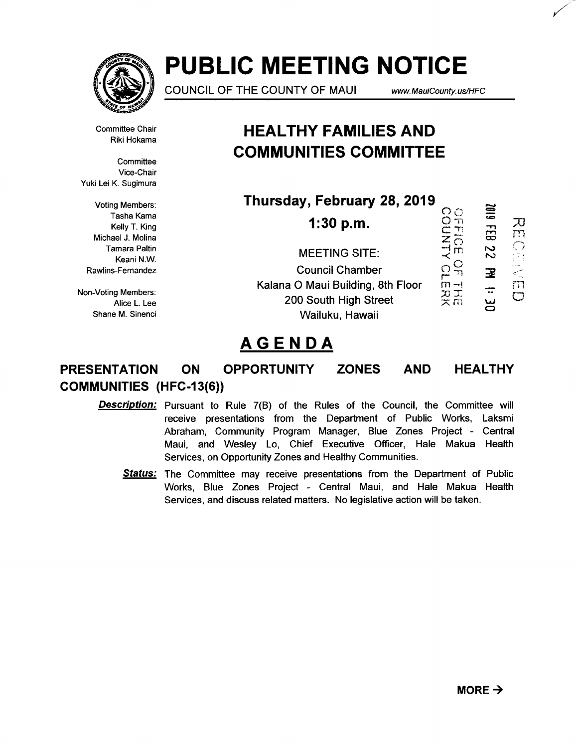# PUBLIC MEETING NOTICE

COUNCIL OF THE COUNTY OF MAUI www.MauiCounty.us/HFC

Committee Chair
Riki Hokama

Committee Vice-Chair
Yuki Lei K. Sugimura

Voting Members:
Tasha Kama
Kelly T. King
Michael J. Molina
Tamara Paltin
Keani N.W. Rawlins-Fernandez

Non-Voting Members:
Alice L. Lee
Shane M. Sinenci

## HEALTHY FAMILIES AND COMMUNITIES COMMITTEE

**Thursday, February 28, 2019**

**1:30 p.m.**

MEETING SITE:
Council Chamber
Kalana O Maui Building, 8th Floor
200 South High Street
Wailuku, Hawaii

OFFICE OF THE COUNTY CLERK
2019 FEB 22 PM 1:30
RECEIVED

## AGENDA

### PRESENTATION ON OPPORTUNITY ZONES AND HEALTHY COMMUNITIES (HFC-13(6))

***Description:*** Pursuant to Rule 7(B) of the Rules of the Council, the Committee will receive presentations from the Department of Public Works, Laksmi Abraham, Community Program Manager, Blue Zones Project - Central Maui, and Wesley Lo, Chief Executive Officer, Hale Makua Health Services, on Opportunity Zones and Healthy Communities.

***Status:*** The Committee may receive presentations from the Department of Public Works, Blue Zones Project - Central Maui, and Hale Makua Health Services, and discuss related matters. No legislative action will be taken.

**MORE →**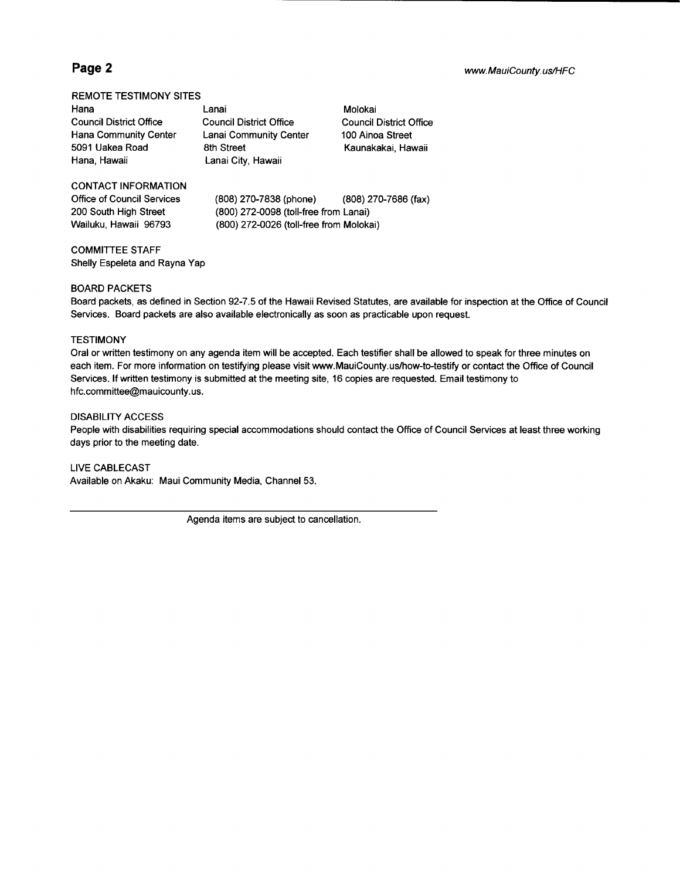## REMOTE TESTIMONY SITES

| Hana | Lanai | Molokai |
|---|---|---|
| Council District Office | Council District Office | Council District Office |
| Hana Community Center | Lanai Community Center | 100 Ainoa Street |
| 5091 Uakea Road | 8th Street | Kaunakakai, Hawaii |
| Hana, Hawaii | Lanai City, Hawaii | |

## CONTACT INFORMATION

| | | |
|---|---|---|
| Office of Council Services | (808) 270-7838 (phone) | (808) 270-7686 (fax) |
| 200 South High Street | (800) 272-0098 (toll-free from Lanai) | |
| Wailuku, Hawaii 96793 | (800) 272-0026 (toll-free from Molokai) | |

## COMMITTEE STAFF

Shelly Espeleta and Rayna Yap

## BOARD PACKETS

Board packets, as defined in Section 92-7.5 of the Hawaii Revised Statutes, are available for inspection at the Office of Council Services. Board packets are also available electronically as soon as practicable upon request.

## TESTIMONY

Oral or written testimony on any agenda item will be accepted. Each testifier shall be allowed to speak for three minutes on each item. For more information on testifying please visit www.MauiCounty.us/how-to-testify or contact the Office of Council Services. If written testimony is submitted at the meeting site, 16 copies are requested. Email testimony to hfc.committee@mauicounty.us.

## DISABILITY ACCESS

People with disabilities requiring special accommodations should contact the Office of Council Services at least three working days prior to the meeting date.

## LIVE CABLECAST

Available on Akaku: Maui Community Media, Channel 53.

---

Agenda items are subject to cancellation.